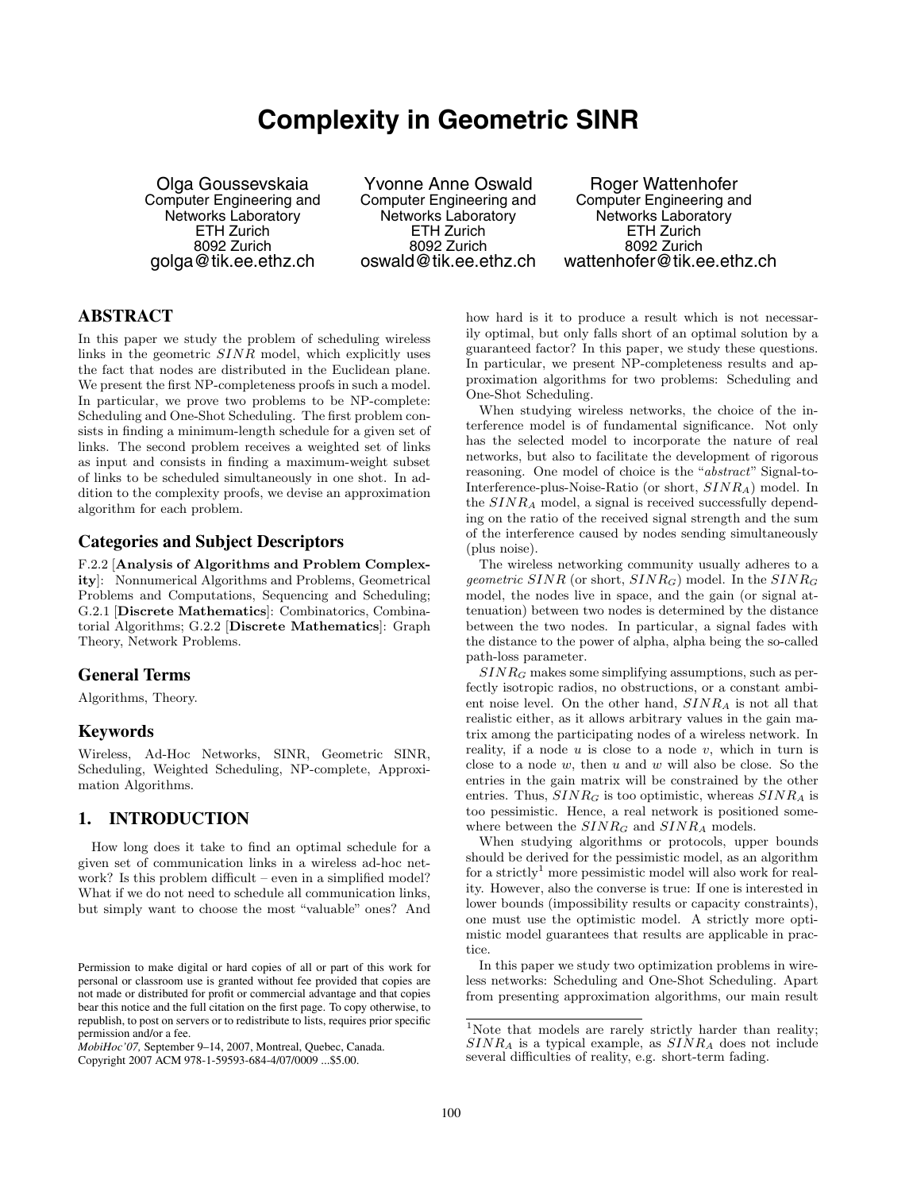# Complexity in Geometric SINR

Olga Goussevskaia
Computer Engineering and Networks Laboratory
ETH Zurich
8092 Zurich
golga@tik.ee.ethz.ch

Yvonne Anne Oswald
Computer Engineering and Networks Laboratory
ETH Zurich
8092 Zurich
oswald@tik.ee.ethz.ch

Roger Wattenhofer
Computer Engineering and Networks Laboratory
ETH Zurich
8092 Zurich
wattenhofer@tik.ee.ethz.ch

## ABSTRACT

In this paper we study the problem of scheduling wireless links in the geometric $SINR$ model, which explicitly uses the fact that nodes are distributed in the Euclidean plane. We present the first NP-completeness proofs in such a model. In particular, we prove two problems to be NP-complete: Scheduling and One-Shot Scheduling. The first problem consists in finding a minimum-length schedule for a given set of links. The second problem receives a weighted set of links as input and consists in finding a maximum-weight subset of links to be scheduled simultaneously in one shot. In addition to the complexity proofs, we devise an approximation algorithm for each problem.

## Categories and Subject Descriptors

F.2.2 [**Analysis of Algorithms and Problem Complexity**]: Nonnumerical Algorithms and Problems, Geometrical Problems and Computations, Sequencing and Scheduling; G.2.1 [**Discrete Mathematics**]: Combinatorics, Combinatorial Algorithms; G.2.2 [**Discrete Mathematics**]: Graph Theory, Network Problems.

## General Terms

Algorithms, Theory.

## Keywords

Wireless, Ad-Hoc Networks, SINR, Geometric SINR, Scheduling, Weighted Scheduling, NP-complete, Approximation Algorithms.

## 1. INTRODUCTION

How long does it take to find an optimal schedule for a given set of communication links in a wireless ad-hoc network? Is this problem difficult – even in a simplified model? What if we do not need to schedule all communication links, but simply want to choose the most "valuable" ones? And how hard is it to produce a result which is not necessarily optimal, but only falls short of an optimal solution by a guaranteed factor? In this paper, we study these questions. In particular, we present NP-completeness results and approximation algorithms for two problems: Scheduling and One-Shot Scheduling.

When studying wireless networks, the choice of the interference model is of fundamental significance. Not only has the selected model to incorporate the nature of real networks, but also to facilitate the development of rigorous reasoning. One model of choice is the "*abstract*" Signal-to-Interference-plus-Noise-Ratio (or short, $SINR_A$) model. In the $SINR_A$ model, a signal is received successfully depending on the ratio of the received signal strength and the sum of the interference caused by nodes sending simultaneously (plus noise).

The wireless networking community usually adheres to a *geometric* $SINR$ (or short, $SINR_G$) model. In the $SINR_G$ model, the nodes live in space, and the gain (or signal attenuation) between two nodes is determined by the distance between the two nodes. In particular, a signal fades with the distance to the power of alpha, alpha being the so-called path-loss parameter.

$SINR_G$ makes some simplifying assumptions, such as perfectly isotropic radios, no obstructions, or a constant ambient noise level. On the other hand, $SINR_A$ is not all that realistic either, as it allows arbitrary values in the gain matrix among the participating nodes of a wireless network. In reality, if a node $u$ is close to a node $v$, which in turn is close to a node $w$, then $u$ and $w$ will also be close. So the entries in the gain matrix will be constrained by the other entries. Thus, $SINR_G$ is too optimistic, whereas $SINR_A$ is too pessimistic. Hence, a real network is positioned somewhere between the $SINR_G$ and $SINR_A$ models.

When studying algorithms or protocols, upper bounds should be derived for the pessimistic model, as an algorithm for a strictly[1] more pessimistic model will also work for reality. However, also the converse is true: If one is interested in lower bounds (impossibility results or capacity constraints), one must use the optimistic model. A strictly more optimistic model guarantees that results are applicable in practice.

In this paper we study two optimization problems in wireless networks: Scheduling and One-Shot Scheduling. Apart from presenting approximation algorithms, our main result

[1]Note that models are rarely strictly harder than reality; $SINR_A$ is a typical example, as $SINR_A$ does not include several difficulties of reality, e.g. short-term fading.

Permission to make digital or hard copies of all or part of this work for personal or classroom use is granted without fee provided that copies are not made or distributed for profit or commercial advantage and that copies bear this notice and the full citation on the first page. To copy otherwise, to republish, to post on servers or to redistribute to lists, requires prior specific permission and/or a fee.
*MobiHoc'07,* September 9–14, 2007, Montreal, Quebec, Canada.
Copyright 2007 ACM 978-1-59593-684-4/07/0009 ...$5.00.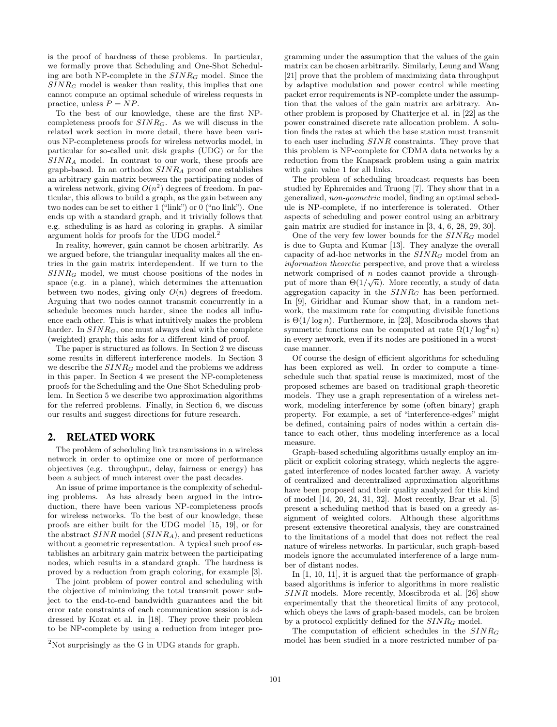is the proof of hardness of these problems. In particular, we formally prove that Scheduling and One-Shot Scheduling are both NP-complete in the $SINR_G$ model. Since the $SINR_G$ model is weaker than reality, this implies that one cannot compute an optimal schedule of wireless requests in practice, unless $P = NP$.

To the best of our knowledge, these are the first NP-completeness proofs for $SINR_G$. As we will discuss in the related work section in more detail, there have been various NP-completeness proofs for wireless networks model, in particular for so-called unit disk graphs (UDG) or for the $SINR_A$ model. In contrast to our work, these proofs are graph-based. In an orthodox $SINR_A$ proof one establishes an arbitrary gain matrix between the participating nodes of a wireless network, giving $O(n^2)$ degrees of freedom. In particular, this allows to build a graph, as the gain between any two nodes can be set to either 1 ("link") or 0 ("no link"). One ends up with a standard graph, and it trivially follows that e.g. scheduling is as hard as coloring in graphs. A similar argument holds for proofs for the UDG model.[2]

In reality, however, gain cannot be chosen arbitrarily. As we argued before, the triangular inequality makes all the entries in the gain matrix interdependent. If we turn to the $SINR_G$ model, we must choose positions of the nodes in space (e.g. in a plane), which determines the attenuation between two nodes, giving only $O(n)$ degrees of freedom. Arguing that two nodes cannot transmit concurrently in a schedule becomes much harder, since the nodes all influence each other. This is what intuitively makes the problem harder. In $SINR_G$, one must always deal with the complete (weighted) graph; this asks for a different kind of proof.

The paper is structured as follows. In Section 2 we discuss some results in different interference models. In Section 3 we describe the $SINR_G$ model and the problems we address in this paper. In Section 4 we present the NP-completeness proofs for the Scheduling and the One-Shot Scheduling problem. In Section 5 we describe two approximation algorithms for the referred problems. Finally, in Section 6, we discuss our results and suggest directions for future research.

## 2. RELATED WORK

The problem of scheduling link transmissions in a wireless network in order to optimize one or more of performance objectives (e.g. throughput, delay, fairness or energy) has been a subject of much interest over the past decades.

An issue of prime importance is the complexity of scheduling problems. As has already been argued in the introduction, there have been various NP-completeness proofs for wireless networks. To the best of our knowledge, these proofs are either built for the UDG model [15, 19], or for the abstract $SINR$ model ($SINR_A$), and present reductions without a geometric representation. A typical such proof establishes an arbitrary gain matrix between the participating nodes, which results in a standard graph. The hardness is proved by a reduction from graph coloring, for example [3].

The joint problem of power control and scheduling with the objective of minimizing the total transmit power subject to the end-to-end bandwidth guarantees and the bit error rate constraints of each communication session is addressed by Kozat et al. in [18]. They prove their problem to be NP-complete by using a reduction from integer programming under the assumption that the values of the gain matrix can be chosen arbitrarily. Similarly, Leung and Wang [21] prove that the problem of maximizing data throughput by adaptive modulation and power control while meeting packet error requirements is NP-complete under the assumption that the values of the gain matrix are arbitrary. Another problem is proposed by Chatterjee et al. in [22] as the power constrained discrete rate allocation problem. A solution finds the rates at which the base station must transmit to each user including $SINR$ constraints. They prove that this problem is NP-complete for CDMA data networks by a reduction from the Knapsack problem using a gain matrix with gain value 1 for all links.

The problem of scheduling broadcast requests has been studied by Ephremides and Truong [7]. They show that in a generalized, *non-geometric* model, finding an optimal schedule is NP-complete, if no interference is tolerated. Other aspects of scheduling and power control using an arbitrary gain matrix are studied for instance in [3, 4, 6, 28, 29, 30].

One of the very few lower bounds for the $SINR_G$ model is due to Gupta and Kumar [13]. They analyze the overall capacity of ad-hoc networks in the $SINR_G$ model from an *information theoretic* perspective, and prove that a wireless network comprised of $n$ nodes cannot provide a throughput of more than $\Theta(1/\sqrt{n})$. More recently, a study of data aggregation capacity in the $SINR_G$ has been performed. In [9], Giridhar and Kumar show that, in a random network, the maximum rate for computing divisible functions is $\Theta(1/\log n)$. Furthermore, in [23], Moscibroda shows that symmetric functions can be computed at rate $\Omega(1/\log^2 n)$ in every network, even if its nodes are positioned in a worst-case manner.

Of course the design of efficient algorithms for scheduling has been explored as well. In order to compute a time-schedule such that spatial reuse is maximized, most of the proposed schemes are based on traditional graph-theoretic models. They use a graph representation of a wireless network, modeling interference by some (often binary) graph property. For example, a set of "interference-edges" might be defined, containing pairs of nodes within a certain distance to each other, thus modeling interference as a local measure.

Graph-based scheduling algorithms usually employ an implicit or explicit coloring strategy, which neglects the aggregated interference of nodes located farther away. A variety of centralized and decentralized approximation algorithms have been proposed and their quality analyzed for this kind of model [14, 20, 24, 31, 32]. Most recently, Brar et al. [5] present a scheduling method that is based on a greedy assignment of weighted colors. Although these algorithms present extensive theoretical analysis, they are constrained to the limitations of a model that does not reflect the real nature of wireless networks. In particular, such graph-based models ignore the accumulated interference of a large number of distant nodes.

In [1, 10, 11], it is argued that the performance of graph-based algorithms is inferior to algorithms in more realistic $SINR$ models. More recently, Moscibroda et al. [26] show experimentally that the theoretical limits of any protocol, which obeys the laws of graph-based models, can be broken by a protocol explicitly defined for the $SINR_G$ model.

The computation of efficient schedules in the $SINR_G$ model has been studied in a more restricted number of pa-

[2] Not surprisingly as the G in UDG stands for graph.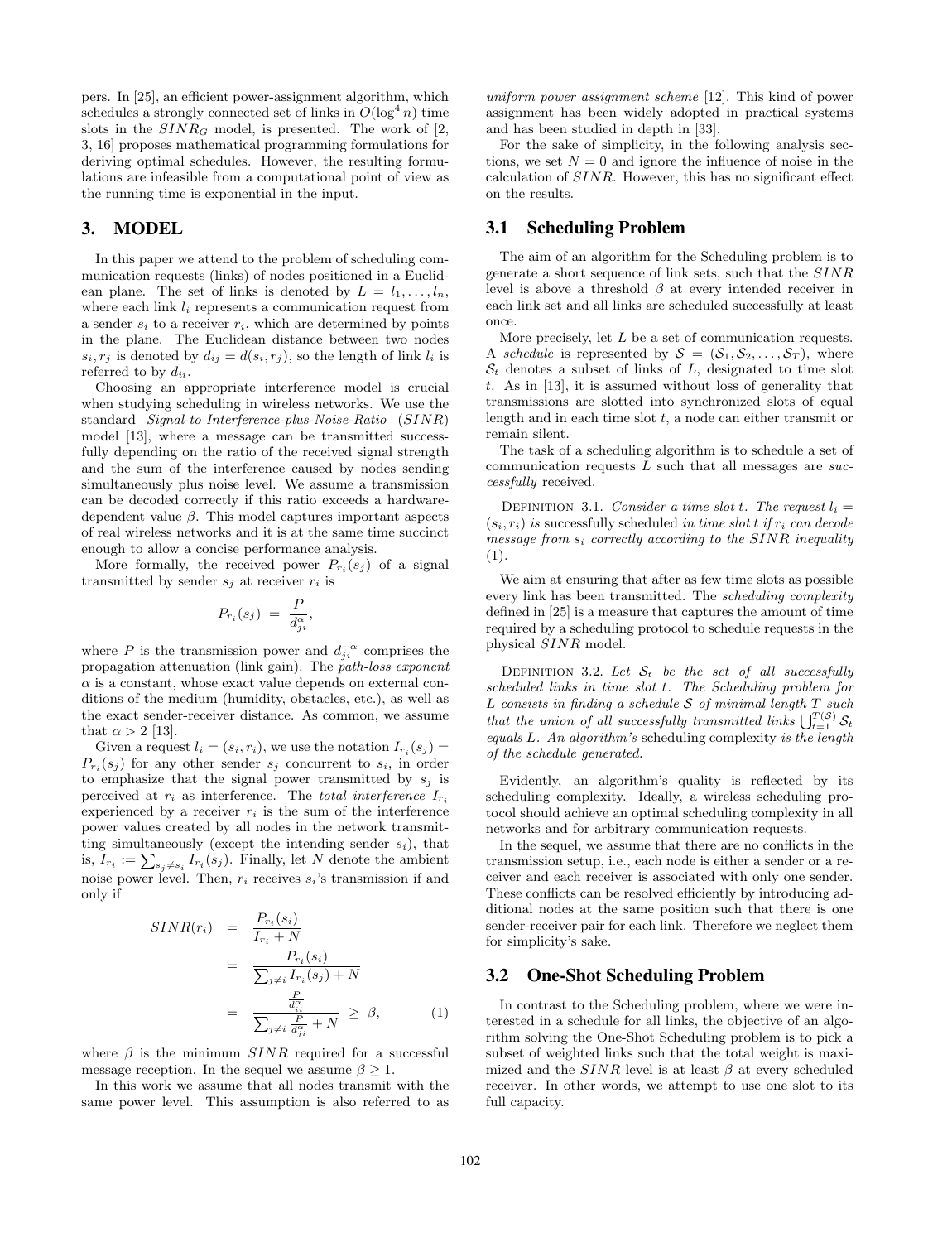pers. In [25], an efficient power-assignment algorithm, which schedules a strongly connected set of links in $O(\log^4 n)$ time slots in the $SINR_G$ model, is presented. The work of [2, 3, 16] proposes mathematical programming formulations for deriving optimal schedules. However, the resulting formulations are infeasible from a computational point of view as the running time is exponential in the input.

## 3. MODEL

In this paper we attend to the problem of scheduling communication requests (links) of nodes positioned in a Euclidean plane. The set of links is denoted by $L = l_1, \ldots, l_n$, where each link $l_i$ represents a communication request from a sender $s_i$ to a receiver $r_i$, which are determined by points in the plane. The Euclidean distance between two nodes $s_i, r_j$ is denoted by $d_{ij} = d(s_i, r_j)$, so the length of link $l_i$ is referred to by $d_{ii}$.

Choosing an appropriate interference model is crucial when studying scheduling in wireless networks. We use the standard *Signal-to-Interference-plus-Noise-Ratio* ($SINR$) model [13], where a message can be transmitted successfully depending on the ratio of the received signal strength and the sum of the interference caused by nodes sending simultaneously plus noise level. We assume a transmission can be decoded correctly if this ratio exceeds a hardware-dependent value $\beta$. This model captures important aspects of real wireless networks and it is at the same time succinct enough to allow a concise performance analysis.

More formally, the received power $P_{r_i}(s_j)$ of a signal transmitted by sender $s_j$ at receiver $r_i$ is

$$P_{r_i}(s_j) = \frac{P}{d_{ji}^{\alpha}},$$

where $P$ is the transmission power and $d_{ji}^{-\alpha}$ comprises the propagation attenuation (link gain). The *path-loss exponent* $\alpha$ is a constant, whose exact value depends on external conditions of the medium (humidity, obstacles, etc.), as well as the exact sender-receiver distance. As common, we assume that $\alpha > 2$ [13].

Given a request $l_i = (s_i, r_i)$, we use the notation $I_{r_i}(s_j) = P_{r_i}(s_j)$ for any other sender $s_j$ concurrent to $s_i$, in order to emphasize that the signal power transmitted by $s_j$ is perceived at $r_i$ as interference. The *total interference* $I_{r_i}$ experienced by a receiver $r_i$ is the sum of the interference power values created by all nodes in the network transmitting simultaneously (except the intending sender $s_i$), that is, $I_{r_i} := \sum_{s_j \neq s_i} I_{r_i}(s_j)$. Finally, let $N$ denote the ambient noise power level. Then, $r_i$ receives $s_i$'s transmission if and only if

$$\begin{aligned} SINR(r_i) &= \frac{P_{r_i}(s_i)}{I_{r_i} + N} \\ &= \frac{P_{r_i}(s_i)}{\sum_{j \neq i} I_{r_i}(s_j) + N} \\ &= \frac{\frac{P}{d_{ii}^{\alpha}}}{\sum_{j \neq i} \frac{P}{d_{ji}^{\alpha}} + N} \;\geq\; \beta, \end{aligned} \qquad (1)$$

where $\beta$ is the minimum $SINR$ required for a successful message reception. In the sequel we assume $\beta \geq 1$.

In this work we assume that all nodes transmit with the same power level. This assumption is also referred to as *uniform power assignment scheme* [12]. This kind of power assignment has been widely adopted in practical systems and has been studied in depth in [33].

For the sake of simplicity, in the following analysis sections, we set $N = 0$ and ignore the influence of noise in the calculation of $SINR$. However, this has no significant effect on the results.

### 3.1 Scheduling Problem

The aim of an algorithm for the Scheduling problem is to generate a short sequence of link sets, such that the $SINR$ level is above a threshold $\beta$ at every intended receiver in each link set and all links are scheduled successfully at least once.

More precisely, let $L$ be a set of communication requests. A *schedule* is represented by $\mathcal{S} = (\mathcal{S}_1, \mathcal{S}_2, \ldots, \mathcal{S}_T)$, where $\mathcal{S}_t$ denotes a subset of links of $L$, designated to time slot $t$. As in [13], it is assumed without loss of generality that transmissions are slotted into synchronized slots of equal length and in each time slot $t$, a node can either transmit or remain silent.

The task of a scheduling algorithm is to schedule a set of communication requests $L$ such that all messages are *successfully* received.

Definition 3.1. *Consider a time slot $t$. The request $l_i = (s_i, r_i)$ is* successfully scheduled *in time slot $t$ if $r_i$ can decode message from $s_i$ correctly according to the $SINR$ inequality (1).*

We aim at ensuring that after as few time slots as possible every link has been transmitted. The *scheduling complexity* defined in [25] is a measure that captures the amount of time required by a scheduling protocol to schedule requests in the physical $SINR$ model.

Definition 3.2. *Let $\mathcal{S}_t$ be the set of all successfully scheduled links in time slot $t$. The Scheduling problem for $L$ consists in finding a schedule $\mathcal{S}$ of minimal length $T$ such that the union of all successfully transmitted links $\bigcup_{t=1}^{T(\mathcal{S})} \mathcal{S}_t$ equals $L$. An algorithm's* scheduling complexity *is the length of the schedule generated.*

Evidently, an algorithm's quality is reflected by its scheduling complexity. Ideally, a wireless scheduling protocol should achieve an optimal scheduling complexity in all networks and for arbitrary communication requests.

In the sequel, we assume that there are no conflicts in the transmission setup, i.e., each node is either a sender or a receiver and each receiver is associated with only one sender. These conflicts can be resolved efficiently by introducing additional nodes at the same position such that there is one sender-receiver pair for each link. Therefore we neglect them for simplicity's sake.

### 3.2 One-Shot Scheduling Problem

In contrast to the Scheduling problem, where we were interested in a schedule for all links, the objective of an algorithm solving the One-Shot Scheduling problem is to pick a subset of weighted links such that the total weight is maximized and the $SINR$ level is at least $\beta$ at every scheduled receiver. In other words, we attempt to use one slot to its full capacity.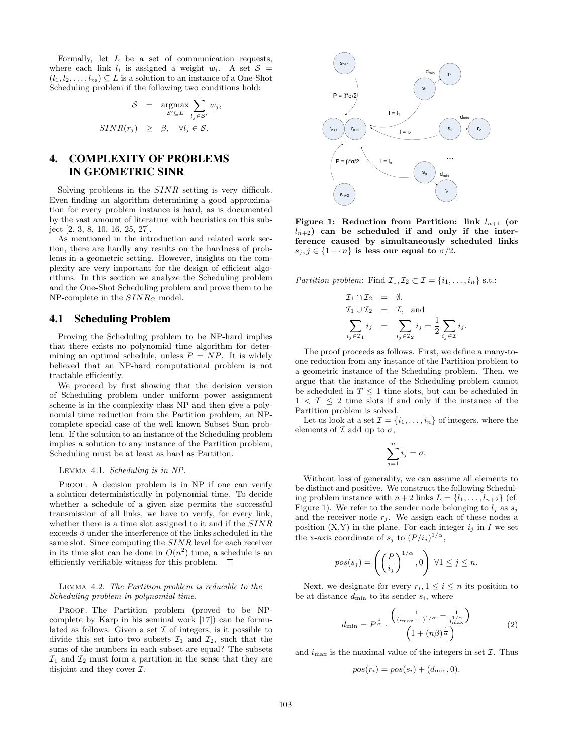Formally, let $L$ be a set of communication requests, where each link $l_i$ is assigned a weight $w_i$. A set $\mathcal{S} = (l_1, l_2, \ldots, l_m) \subseteq L$ is a solution to an instance of a One-Shot Scheduling problem if the following two conditions hold:

$$\mathcal{S} = \operatorname*{argmax}_{\mathcal{S}' \subseteq L} \sum_{l_j \in \mathcal{S}'} w_j,$$

$$SINR(r_j) \geq \beta, \quad \forall l_j \in \mathcal{S}.$$

# 4. COMPLEXITY OF PROBLEMS IN GEOMETRIC SINR

Solving problems in the $SINR$ setting is very difficult. Even finding an algorithm determining a good approximation for every problem instance is hard, as is documented by the vast amount of literature with heuristics on this subject [2, 3, 8, 10, 16, 25, 27].

As mentioned in the introduction and related work section, there are hardly any results on the hardness of problems in a geometric setting. However, insights on the complexity are very important for the design of efficient algorithms. In this section we analyze the Scheduling problem and the One-Shot Scheduling problem and prove them to be NP-complete in the $SINR_G$ model.

## 4.1 Scheduling Problem

Proving the Scheduling problem to be NP-hard implies that there exists no polynomial time algorithm for determining an optimal schedule, unless $P = NP$. It is widely believed that an NP-hard computational problem is not tractable efficiently.

We proceed by first showing that the decision version of Scheduling problem under uniform power assignment scheme is in the complexity class NP and then give a polynomial time reduction from the Partition problem, an NP-complete special case of the well known Subset Sum problem. If the solution to an instance of the Scheduling problem implies a solution to any instance of the Partition problem, Scheduling must be at least as hard as Partition.

LEMMA 4.1. *Scheduling is in NP.*

PROOF. A decision problem is in NP if one can verify a solution deterministically in polynomial time. To decide whether a schedule of a given size permits the successful transmission of all links, we have to verify, for every link, whether there is a time slot assigned to it and if the $SINR$ exceeds $\beta$ under the interference of the links scheduled in the same slot. Since computing the $SINR$ level for each receiver in its time slot can be done in $O(n^2)$ time, a schedule is an efficiently verifiable witness for this problem. □

LEMMA 4.2. *The Partition problem is reducible to the Scheduling problem in polynomial time.*

PROOF. The Partition problem (proved to be NP-complete by Karp in his seminal work [17]) can be formulated as follows: Given a set $\mathcal{I}$ of integers, is it possible to divide this set into two subsets $\mathcal{I}_1$ and $\mathcal{I}_2$, such that the sums of the numbers in each subset are equal? The subsets $\mathcal{I}_1$ and $\mathcal{I}_2$ must form a partition in the sense that they are disjoint and they cover $\mathcal{I}$.

**Figure 1: Reduction from Partition: link $l_{n+1}$ (or $l_{n+2}$) can be scheduled if and only if the interference caused by simultaneously scheduled links $s_j, j \in \{1 \cdots n\}$ is less our equal to $\sigma/2$.**

*Partition problem*: Find $\mathcal{I}_1, \mathcal{I}_2 \subset \mathcal{I} = \{i_1, \ldots, i_n\}$ s.t.:

$$\mathcal{I}_1 \cap \mathcal{I}_2 = \emptyset,$$

$$\mathcal{I}_1 \cup \mathcal{I}_2 = \mathcal{I}, \text{ and}$$

$$\sum_{i_j \in \mathcal{I}_1} i_j = \sum_{i_j \in \mathcal{I}_2} i_j = \frac{1}{2} \sum_{i_j \in \mathcal{I}} i_j.$$

The proof proceeds as follows. First, we define a many-to-one reduction from any instance of the Partition problem to a geometric instance of the Scheduling problem. Then, we argue that the instance of the Scheduling problem cannot be scheduled in $T \leq 1$ time slots, but can be scheduled in $1 < T \leq 2$ time slots if and only if the instance of the Partition problem is solved.

Let us look at a set $\mathcal{I} = \{i_1, \ldots, i_n\}$ of integers, where the elements of $\mathcal{I}$ add up to $\sigma$,

$$\sum_{j=1}^{n} i_j = \sigma.$$

Without loss of generality, we can assume all elements to be distinct and positive. We construct the following Scheduling problem instance with $n+2$ links $L = \{l_1, \ldots, l_{n+2}\}$ (cf. Figure 1). We refer to the sender node belonging to $l_j$ as $s_j$ and the receiver node $r_j$. We assign each of these nodes a position (X,Y) in the plane. For each integer $i_j$ in $I$ we set the x-axis coordinate of $s_j$ to $(P/i_j)^{1/\alpha}$,

$$pos(s_j) = \left( \left( \frac{P}{i_j} \right)^{1/\alpha}, 0 \right) \ \forall 1 \leq j \leq n.$$

Next, we designate for every $r_i, 1 \leq i \leq n$ its position to be at distance $d_{\min}$ to its sender $s_i$, where

$$d_{\min} = P^{\frac{1}{\alpha}} \cdot \frac{\left( \frac{1}{(i_{\max}-1)^{1/\alpha}} - \frac{1}{i_{\max}^{1/\alpha}} \right)}{\left( 1 + (n\beta)^{\frac{1}{\alpha}} \right)} \tag{2}$$

and $i_{\max}$ is the maximal value of the integers in set $\mathcal{I}$. Thus

$$pos(r_i) = pos(s_i) + (d_{\min}, 0).$$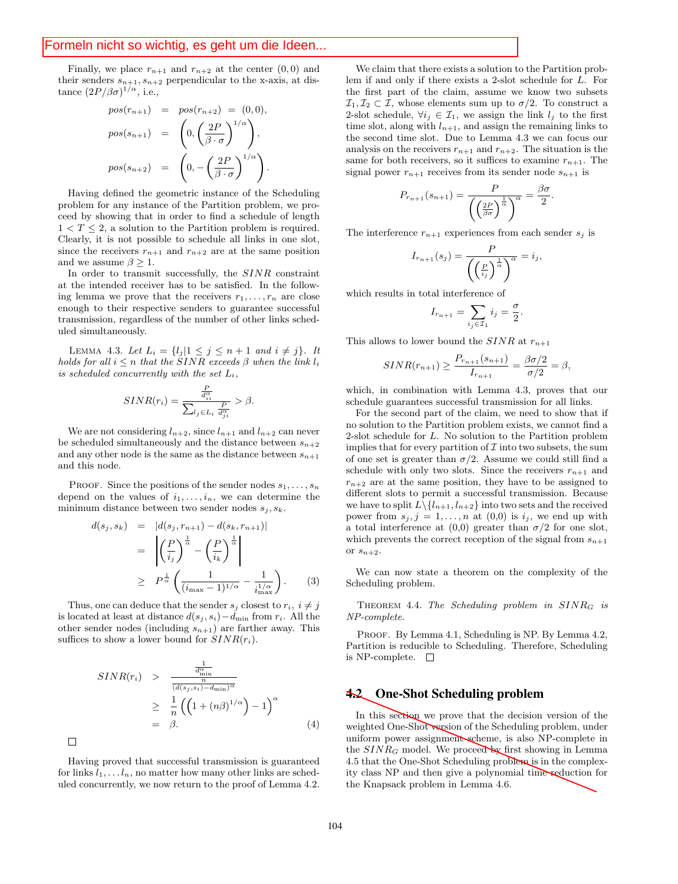Formeln nicht so wichtig, es geht um die Ideen...

Finally, we place $r_{n+1}$ and $r_{n+2}$ at the center $(0,0)$ and their senders $s_{n+1}, s_{n+2}$ perpendicular to the x-axis, at distance $(2P/\beta\sigma)^{1/\alpha}$, i.e.,

$$
\begin{aligned}
pos(r_{n+1}) &= pos(r_{n+2}) = (0,0), \\
pos(s_{n+1}) &= \left(0, \left(\frac{2P}{\beta \cdot \sigma}\right)^{1/\alpha}\right), \\
pos(s_{n+2}) &= \left(0, -\left(\frac{2P}{\beta \cdot \sigma}\right)^{1/\alpha}\right).
\end{aligned}
$$

Having defined the geometric instance of the Scheduling problem for any instance of the Partition problem, we proceed by showing that in order to find a schedule of length $1 < T \leq 2$, a solution to the Partition problem is required. Clearly, it is not possible to schedule all links in one slot, since the receivers $r_{n+1}$ and $r_{n+2}$ are at the same position and we assume $\beta \geq 1$.

In order to transmit successfully, the $SINR$ constraint at the intended receiver has to be satisfied. In the following lemma we prove that the receivers $r_1, \ldots, r_n$ are close enough to their respective senders to guarantee successful transmission, regardless of the number of other links scheduled simultaneously.

Lemma 4.3. *Let $L_i = \{l_j | 1 \leq j \leq n+1 \text{ and } i \neq j\}$. It holds for all $i \leq n$ that the $SINR$ exceeds $\beta$ when the link $l_i$ is scheduled concurrently with the set $L_i$,*

$$
SINR(r_i) = \frac{\frac{P}{d_{ii}^{\alpha}}}{\sum_{l_j \in L_i} \frac{P}{d_{ji}^{\alpha}}} > \beta.
$$

We are not considering $l_{n+2}$, since $l_{n+1}$ and $l_{n+2}$ can never be scheduled simultaneously and the distance between $s_{n+2}$ and any other node is the same as the distance between $s_{n+1}$ and this node.

Proof. Since the positions of the sender nodes $s_1, \ldots, s_n$ depend on the values of $i_1, \ldots, i_n$, we can determine the minimum distance between two sender nodes $s_j, s_k$.

$$
\begin{aligned}
d(s_j, s_k) &= |d(s_j, r_{n+1}) - d(s_k, r_{n+1})| \\
&= \left| \left(\frac{P}{i_j}\right)^{\frac{1}{\alpha}} - \left(\frac{P}{i_k}\right)^{\frac{1}{\alpha}} \right| \\
&\geq P^{\frac{1}{\alpha}} \left( \frac{1}{(i_{\max} - 1)^{1/\alpha}} - \frac{1}{i_{\max}^{1/\alpha}} \right). \qquad (3)
\end{aligned}
$$

Thus, one can deduce that the sender $s_j$ closest to $r_i$, $i \neq j$ is located at least at distance $d(s_j, s_i) - d_{\min}$ from $r_i$. All the other sender nodes (including $s_{n+1}$) are farther away. This suffices to show a lower bound for $SINR(r_i)$.

$$
\begin{aligned}
SINR(r_i) &> \frac{\frac{1}{d_{\min}^{\alpha}}}{\frac{n}{(d(s_j, s_i) - d_{\min})^{\alpha}}} \\
&\geq \frac{1}{n} \left( \left(1 + (n\beta)^{1/\alpha}\right) - 1 \right)^{\alpha} \\
&= \beta. \qquad (4)
\end{aligned}
$$

□

Having proved that successful transmission is guaranteed for links $l_1, \ldots l_n$, no matter how many other links are scheduled concurrently, we now return to the proof of Lemma 4.2.

We claim that there exists a solution to the Partition problem if and only if there exists a 2-slot schedule for $L$. For the first part of the claim, assume we know two subsets $\mathcal{I}_1, \mathcal{I}_2 \subset \mathcal{I}$, whose elements sum up to $\sigma/2$. To construct a 2-slot schedule, $\forall i_j \in \mathcal{I}_1$, we assign the link $l_j$ to the first time slot, along with $l_{n+1}$, and assign the remaining links to the second time slot. Due to Lemma 4.3 we can focus our analysis on the receivers $r_{n+1}$ and $r_{n+2}$. The situation is the same for both receivers, so it suffices to examine $r_{n+1}$. The signal power $r_{n+1}$ receives from its sender node $s_{n+1}$ is

$$
P_{r_{n+1}}(s_{n+1}) = \frac{P}{\left(\left(\frac{2P}{\beta\sigma}\right)^{\frac{1}{\alpha}}\right)^{\alpha}} = \frac{\beta\sigma}{2}.
$$

The interference $r_{n+1}$ experiences from each sender $s_j$ is

$$
I_{r_{n+1}}(s_j) = \frac{P}{\left(\left(\frac{P}{i_j}\right)^{\frac{1}{\alpha}}\right)^{\alpha}} = i_j,
$$

which results in total interference of

$$
I_{r_{n+1}} = \sum_{i_j \in \mathcal{I}_1} i_j = \frac{\sigma}{2}.
$$

This allows to lower bound the $SINR$ at $r_{n+1}$

$$
SINR(r_{n+1}) \geq \frac{P_{r_{n+1}}(s_{n+1})}{I_{r_{n+1}}} = \frac{\beta\sigma/2}{\sigma/2} = \beta,
$$

which, in combination with Lemma 4.3, proves that our schedule guarantees successful transmission for all links.

For the second part of the claim, we need to show that if no solution to the Partition problem exists, we cannot find a 2-slot schedule for $L$. No solution to the Partition problem implies that for every partition of $\mathcal{I}$ into two subsets, the sum of one set is greater than $\sigma/2$. Assume we could still find a schedule with only two slots. Since the receivers $r_{n+1}$ and $r_{n+2}$ are at the same position, they have to be assigned to different slots to permit a successful transmission. Because we have to split $L \backslash \{l_{n+1}, l_{n+2}\}$ into two sets and the received power from $s_j, j = 1, \ldots, n$ at (0,0) is $i_j$, we end up with a total interference at (0,0) greater than $\sigma/2$ for one slot, which prevents the correct reception of the signal from $s_{n+1}$ or $s_{n+2}$.

We can now state a theorem on the complexity of the Scheduling problem.

Theorem 4.4. *The Scheduling problem in $SINR_G$ is NP-complete.*

Proof. By Lemma 4.1, Scheduling is NP. By Lemma 4.2, Partition is reducible to Scheduling. Therefore, Scheduling is NP-complete. □

## 4.2 One-Shot Scheduling problem

In this section we prove that the decision version of the weighted One-Shot version of the Scheduling problem, under uniform power assignment scheme, is also NP-complete in the $SINR_G$ model. We proceed by first showing in Lemma 4.5 that the One-Shot Scheduling problem is in the complexity class NP and then give a polynomial time reduction for the Knapsack problem in Lemma 4.6.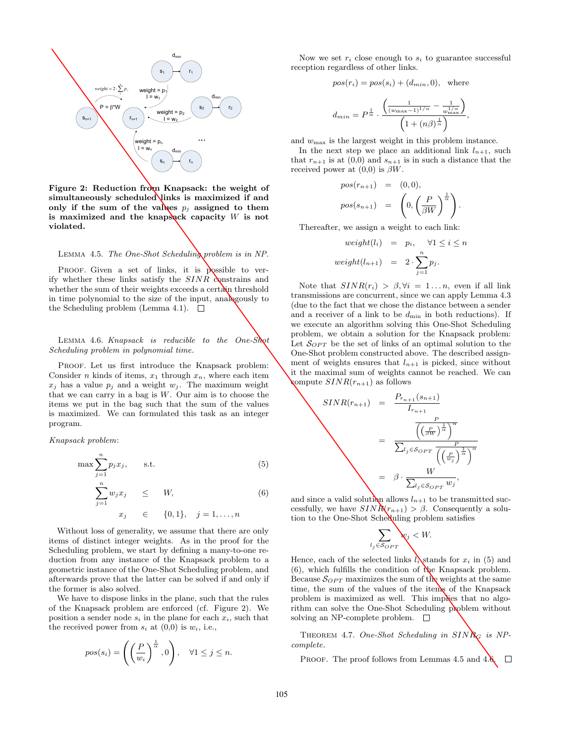**Figure 2: Reduction from Knapsack: the weight of simultaneously scheduled links is maximized if and only if the sum of the values $p_j$ assigned to them is maximized and the knapsack capacity $W$ is not violated.**

LEMMA 4.5. *The One-Shot Scheduling problem is in NP.*

PROOF. Given a set of links, it is possible to verify whether these links satisfy the $SINR$ constrains and whether the sum of their weights exceeds a certain threshold in time polynomial to the size of the input, analogously to the Scheduling problem (Lemma 4.1). □

LEMMA 4.6. *Knapsack is reducible to the One-Shot Scheduling problem in polynomial time.*

PROOF. Let us first introduce the Knapsack problem: Consider $n$ kinds of items, $x_1$ through $x_n$, where each item $x_j$ has a value $p_j$ and a weight $w_j$. The maximum weight that we can carry in a bag is $W$. Our aim is to choose the items we put in the bag such that the sum of the values is maximized. We can formulated this task as an integer program.

*Knapsack problem*:

$$\max \sum_{j=1}^{n} p_j x_j, \qquad \text{s.t.} \tag{5}$$

$$\sum_{j=1}^{n} w_j x_j \quad \leq \quad W, \tag{6}$$

$$x_j \quad \in \quad \{0,1\}, \quad j = 1, \ldots, n$$

Without loss of generality, we assume that there are only items of distinct integer weights. As in the proof for the Scheduling problem, we start by defining a many-to-one reduction from any instance of the Knapsack problem to a geometric instance of the One-Shot Scheduling problem, and afterwards prove that the latter can be solved if and only if the former is also solved.

We have to dispose links in the plane, such that the rules of the Knapsack problem are enforced (cf. Figure 2). We position a sender node $s_i$ in the plane for each $x_i$, such that the received power from $s_i$ at (0,0) is $w_i$, i.e.,

$$pos(s_i) = \left( \left( \frac{P}{w_i} \right)^{\frac{1}{\alpha}}, 0 \right), \quad \forall 1 \leq j \leq n.$$

Now we set $r_i$ close enough to $s_i$ to guarantee successful reception regardless of other links.

$$pos(r_i) = pos(s_i) + (d_{min}, 0), \quad \text{where}$$

$$d_{min} = P^{\frac{1}{\alpha}} \cdot \frac{\left( \frac{1}{(w_{\max}-1)^{1/\alpha}} - \frac{1}{w_{\max}^{1/\alpha}} \right)}{\left( 1 + (n\beta)^{\frac{1}{\alpha}} \right)},$$

and $w_{\max}$ is the largest weight in this problem instance.

In the next step we place an additional link $l_{n+1}$, such that $r_{n+1}$ is at (0,0) and $s_{n+1}$ is in such a distance that the received power at (0,0) is $\beta W$.

$$pos(r_{n+1}) \quad = \quad (0,0),$$

$$pos(s_{n+1}) \quad = \quad \left( 0, \left( \frac{P}{\beta W} \right)^{\frac{1}{\alpha}} \right).$$

Thereafter, we assign a weight to each link:

$$weight(l_i) \quad = \quad p_i, \quad \forall 1 \leq i \leq n$$

$$weight(l_{n+1}) \quad = \quad 2 \cdot \sum_{j=1}^{n} p_j.$$

Note that $SINR(r_i) > \beta, \forall i = 1 \ldots n$, even if all link transmissions are concurrent, since we can apply Lemma 4.3 (due to the fact that we chose the distance between a sender and a receiver of a link to be $d_{\min}$ in both reductions). If we execute an algorithm solving this One-Shot Scheduling problem, we obtain a solution for the Knapsack problem: Let $\mathcal{S}_{OPT}$ be the set of links of an optimal solution to the One-Shot problem constructed above. The described assignment of weights ensures that $l_{n+1}$ is picked, since without it the maximal sum of weights cannot be reached. We can compute $SINR(r_{n+1})$ as follows

$$SINR(r_{n+1}) \quad = \quad \frac{P_{r_{n+1}}(s_{n+1})}{I_{r_{n+1}}}$$

$$= \quad \frac{\frac{P}{\left( \left( \frac{P}{\beta W} \right)^{\frac{1}{\alpha}} \right)^{\alpha}}}{\sum_{l_j \in \mathcal{S}_{OPT}} \frac{P}{\left( \left( \frac{P}{w_j} \right)^{\frac{1}{\alpha}} \right)^{\alpha}}}$$

$$= \quad \beta \cdot \frac{W}{\sum_{l_j \in \mathcal{S}_{OPT}} w_j},$$

and since a valid solution allows $l_{n+1}$ to be transmitted successfully, we have $SINR(r_{n+1}) > \beta$. Consequently a solution to the One-Shot Scheduling problem satisfies

$$\sum_{l_j \in \mathcal{S}_{OPT}} w_j < W.$$

Hence, each of the selected links $l_i$ stands for $x_i$ in (5) and (6), which fulfills the condition of the Knapsack problem. Because $\mathcal{S}_{OPT}$ maximizes the sum of the weights at the same time, the sum of the values of the items of the Knapsack problem is maximized as well. This implies that no algorithm can solve the One-Shot Scheduling problem without solving an NP-complete problem. □

THEOREM 4.7. *One-Shot Scheduling in $SINR_G$ is NP-complete.*

PROOF. The proof follows from Lemmas 4.5 and 4.6. □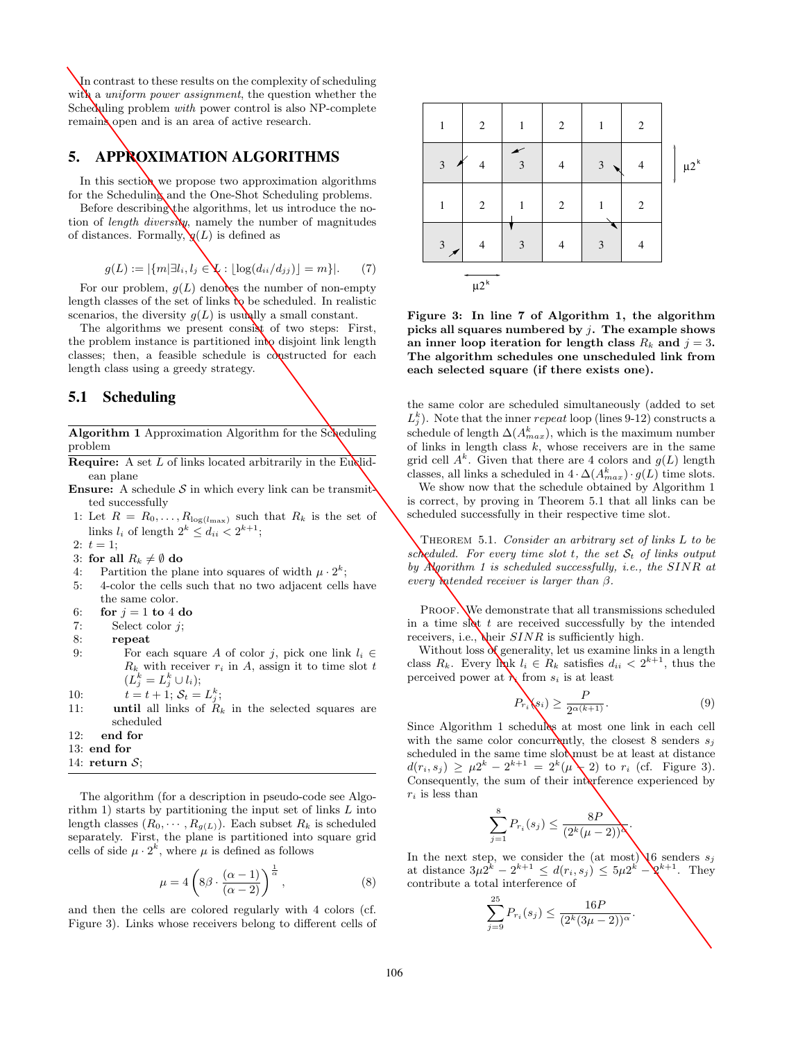In contrast to these results on the complexity of scheduling with a *uniform power assignment*, the question whether the Scheduling problem *with* power control is also NP-complete remains open and is an area of active research.

# 5. APPROXIMATION ALGORITHMS

In this section we propose two approximation algorithms for the Scheduling and the One-Shot Scheduling problems.

Before describing the algorithms, let us introduce the notion of *length diversity*, namely the number of magnitudes of distances. Formally, $g(L)$ is defined as

$$g(L) := |\{m|\exists l_i, l_j \in L : \lfloor \log(d_{ii}/d_{jj}) \rfloor = m\}|. \quad (7)$$

For our problem, $g(L)$ denotes the number of non-empty length classes of the set of links to be scheduled. In realistic scenarios, the diversity $g(L)$ is usually a small constant.

The algorithms we present consist of two steps: First, the problem instance is partitioned into disjoint link length classes; then, a feasible schedule is constructed for each length class using a greedy strategy.

## 5.1 Scheduling

**Algorithm 1** Approximation Algorithm for the Scheduling problem

**Require:** A set $L$ of links located arbitrarily in the Euclidean plane
**Ensure:** A schedule $\mathcal{S}$ in which every link can be transmitted successfully

```
1: Let R = R_0, ..., R_log(l_max) such that R_k is the set of
   links l_i of length 2^k <= d_ii < 2^(k+1);
2: t = 1;
3: for all R_k != ∅ do
4:    Partition the plane into squares of width μ·2^k;
5:    4-color the cells such that no two adjacent cells have
      the same color.
6:    for j = 1 to 4 do
7:       Select color j;
8:       repeat
9:          For each square A of color j, pick one link l_i ∈
            R_k with receiver r_i in A, assign it to time slot t
            (L_j^k = L_j^k ∪ l_i);
10:         t = t + 1; S_t = L_j^k;
11:      until all links of R_k in the selected squares are
         scheduled
12:   end for
13: end for
14: return S;
```

The algorithm (for a description in pseudo-code see Algorithm 1) starts by partitioning the input set of links $L$ into length classes $(R_0, \cdots, R_{g(L)})$. Each subset $R_k$ is scheduled separately. First, the plane is partitioned into square grid cells of side $\mu \cdot 2^k$, where $\mu$ is defined as follows

$$\mu = 4\left(8\beta \cdot \frac{(\alpha-1)}{(\alpha-2)}\right)^{\frac{1}{\alpha}}, \quad (8)$$

and then the cells are colored regularly with 4 colors (cf. Figure 3). Links whose receivers belong to different cells of the same color are scheduled simultaneously (added to set $L_j^k$). Note that the inner *repeat* loop (lines 9-12) constructs a schedule of length $\Delta(A_{max}^k)$, which is the maximum number of links in length class $k$, whose receivers are in the same grid cell $A^k$. Given that there are 4 colors and $g(L)$ length classes, all links a scheduled in $4 \cdot \Delta(A_{max}^k) \cdot g(L)$ time slots.

**Figure 3: In line 7 of Algorithm 1, the algorithm picks all squares numbered by $j$. The example shows an inner loop iteration for length class $R_k$ and $j = 3$. The algorithm schedules one unscheduled link from each selected square (if there exists one).**

We show now that the schedule obtained by Algorithm 1 is correct, by proving in Theorem 5.1 that all links can be scheduled successfully in their respective time slot.

THEOREM 5.1. *Consider an arbitrary set of links $L$ to be scheduled. For every time slot $t$, the set $\mathcal{S}_t$ of links output by Algorithm 1 is scheduled successfully, i.e., the SINR at every intended receiver is larger than $\beta$.*

PROOF. We demonstrate that all transmissions scheduled in a time slot $t$ are received successfully by the intended receivers, i.e., their $SINR$ is sufficiently high.

Without loss of generality, let us examine links in a length class $R_k$. Every link $l_i \in R_k$ satisfies $d_{ii} < 2^{k+1}$, thus the perceived power at $r_i$ from $s_i$ is at least

$$P_{r_i}(s_i) \geq \frac{P}{2^{\alpha(k+1)}}. \quad (9)$$

Since Algorithm 1 schedules at most one link in each cell with the same color concurrently, the closest 8 senders $s_j$ scheduled in the same time slot must be at least at distance $d(r_i, s_j) \geq \mu 2^k - 2^{k+1} = 2^k(\mu - 2)$ to $r_i$ (cf. Figure 3). Consequently, the sum of their interference experienced by $r_i$ is less than

$$\sum_{j=1}^{8} P_{r_i}(s_j) \leq \frac{8P}{(2^k(\mu-2))^\alpha}.$$

In the next step, we consider the (at most) 16 senders $s_j$ at distance $3\mu 2^k - 2^{k+1} \leq d(r_i, s_j) \leq 5\mu 2^k - 2^{k+1}$. They contribute a total interference of

$$\sum_{j=9}^{25} P_{r_i}(s_j) \leq \frac{16P}{(2^k(3\mu-2))^\alpha}.$$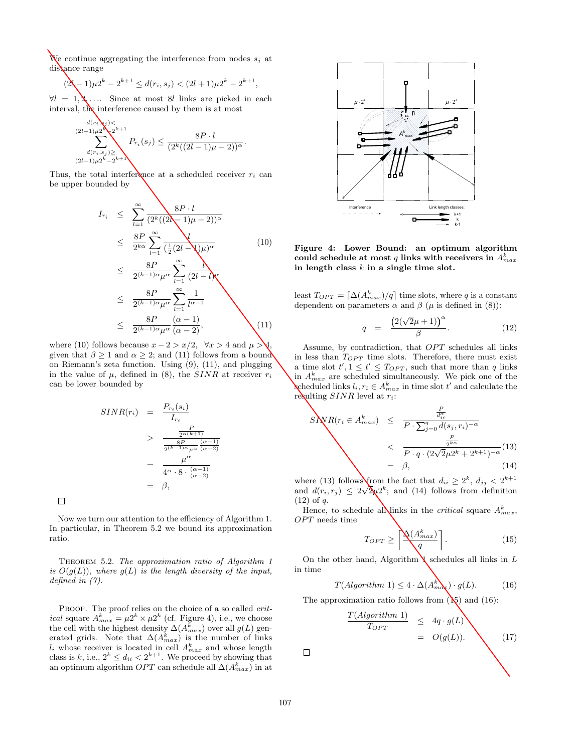We continue aggregating the interference from nodes $s_j$ at distance range

$$(2l-1)\mu 2^k - 2^{k+1} \leq d(r_i, s_j) < (2l+1)\mu 2^k - 2^{k+1},$$

$\forall l = 1, 2, \ldots$. Since at most $8l$ links are picked in each interval, the interference caused by them is at most

$$\sum_{\substack{d(r_i,s_j) \geq \\ (2l-1)\mu 2^k - 2^{k+1}}}^{\substack{d(r_i,s_j) < \\ (2l+1)\mu 2^k - 2^{k+1}}} P_{r_i}(s_j) \leq \frac{8P \cdot l}{(2^k((2l-1)\mu - 2))^\alpha}.$$

Thus, the total interference at a scheduled receiver $r_i$ can be upper bounded by

$$\begin{aligned}
I_{r_i} &\leq \sum_{l=1}^{\infty} \frac{8P \cdot l}{(2^k((2l-1)\mu - 2))^\alpha} \\
&\leq \frac{8P}{2^{k\alpha}} \sum_{l=1}^{\infty} \frac{l}{(\frac{1}{2}(2l-1)\mu)^\alpha} \qquad (10)\\
&\leq \frac{8P}{2^{(k-1)\alpha}\mu^\alpha} \sum_{l=1}^{\infty} \frac{l}{(2l-l)^\alpha} \\
&\leq \frac{8P}{2^{(k-1)\alpha}\mu^\alpha} \sum_{l=1}^{\infty} \frac{1}{l^{\alpha-1}} \\
&\leq \frac{8P}{2^{(k-1)\alpha}\mu^\alpha} \frac{(\alpha-1)}{(\alpha-2)}, \qquad (11)
\end{aligned}$$

where (10) follows because $x - 2 > x/2, \ \ \forall x > 4$ and $\mu > 4$, given that $\beta \geq 1$ and $\alpha \geq 2$; and (11) follows from a bound on Riemann's zeta function. Using (9), (11), and plugging in the value of $\mu$, defined in (8), the $SINR$ at receiver $r_i$ can be lower bounded by

$$\begin{aligned}
SINR(r_i) &= \frac{P_{r_i}(s_i)}{I_{r_i}} \\
&> \frac{\frac{P}{2^{\alpha(k+1)}}}{\frac{8P}{2^{(k-1)\alpha}\mu^\alpha}\frac{(\alpha-1)}{(\alpha-2)}} \\
&= \frac{\mu^\alpha}{4^\alpha \cdot 8 \cdot \frac{(\alpha-1)}{(\alpha-2)}} \\
&= \beta,
\end{aligned}$$

□

Now we turn our attention to the efficiency of Algorithm 1. In particular, in Theorem 5.2 we bound its approximation ratio.

THEOREM 5.2. *The approximation ratio of Algorithm 1 is $O(g(L))$, where $g(L)$ is the length diversity of the input, defined in (7).*

PROOF. The proof relies on the choice of a so called *critical* square $A^k_{max} = \mu 2^k \times \mu 2^k$ (cf. Figure 4), i.e., we choose the cell with the highest density $\Delta(A^k_{max})$ over all $g(L)$ generated grids. Note that $\Delta(A^k_{max})$ is the number of links $l_i$ whose receiver is located in cell $A^k_{max}$ and whose length class is $k$, i.e., $2^k \leq d_{ii} < 2^{k+1}$. We proceed by showing that an optimum algorithm $OPT$ can schedule all $\Delta(A^k_{max})$ in at least $T_{OPT} = \lceil \Delta(A^k_{max})/q \rceil$ time slots, where $q$ is a constant dependent on parameters $\alpha$ and $\beta$ ($\mu$ is defined in (8)):

$$q = \frac{\left(2(\sqrt{2}\mu + 1)\right)^\alpha}{\beta}. \qquad (12)$$

**Figure 4: Lower Bound: an optimum algorithm could schedule at most $q$ links with receivers in $A^k_{max}$ in length class $k$ in a single time slot.**

Assume, by contradiction, that $OPT$ schedules all links in less than $T_{OPT}$ time slots. Therefore, there must exist a time slot $t', 1 \leq t' \leq T_{OPT}$, such that more than $q$ links in $A^k_{max}$ are scheduled simultaneously. We pick one of the scheduled links $l_i, r_i \in A^k_{max}$ in time slot $t'$ and calculate the resulting $SINR$ level at $r_i$:

$$\begin{aligned}
SINR(r_i \in A^k_{max}) &\leq \frac{\frac{P}{d^\alpha_{ii}}}{P \cdot \sum_{j=0}^{q} d(s_j, r_i)^{-\alpha}} \\
&< \frac{\frac{P}{2^{k\alpha}}}{P \cdot q \cdot (2\sqrt{2}\mu 2^k + 2^{k+1})^{-\alpha}} \qquad (13)\\
&= \beta, \qquad (14)
\end{aligned}$$

where (13) follows from the fact that $d_{ii} \geq 2^k$, $d_{jj} < 2^{k+1}$ and $d(r_i, r_j) \leq 2\sqrt{2}\mu 2^k$; and (14) follows from definition (12) of $q$.

Hence, to schedule all links in the *critical* square $A^k_{max}$, $OPT$ needs time

$$T_{OPT} \geq \left\lceil \frac{\Delta(A^k_{max})}{q} \right\rceil. \qquad (15)$$

On the other hand, Algorithm 1 schedules all links in $L$ in time

$$T(Algorithm\ 1) \leq 4 \cdot \Delta(A^k_{max}) \cdot g(L). \qquad (16)$$

The approximation ratio follows from (15) and (16):

$$\begin{aligned}
\frac{T(Algorithm\ 1)}{T_{OPT}} &\leq 4q \cdot g(L) \\
&= O(g(L)). \qquad (17)
\end{aligned}$$

□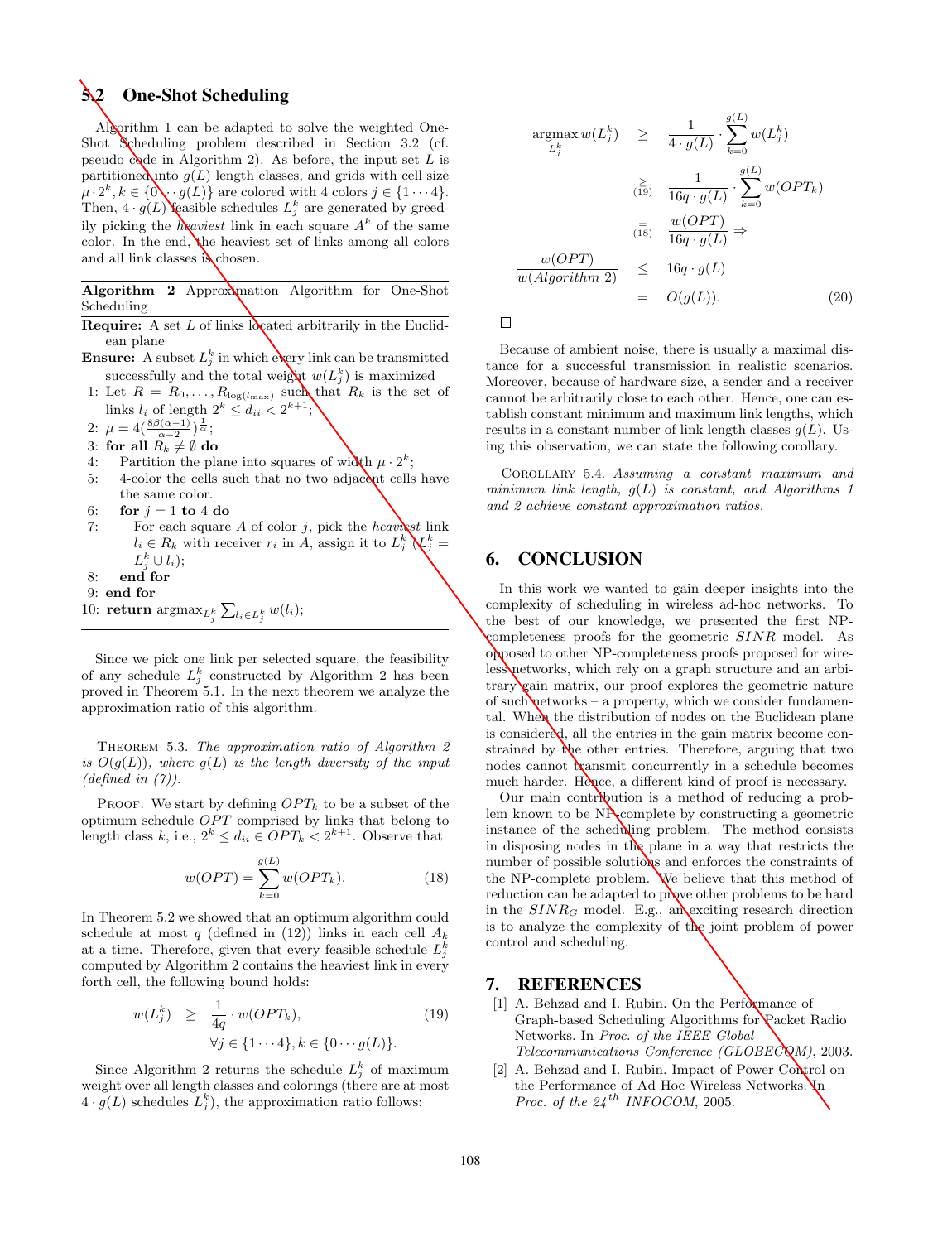## 5.2 One-Shot Scheduling

Algorithm 1 can be adapted to solve the weighted One-Shot Scheduling problem described in Section 3.2 (cf. pseudo code in Algorithm 2). As before, the input set $L$ is partitioned into $g(L)$ length classes, and grids with cell size $\mu \cdot 2^k, k \in \{0 \cdots g(L)\}$ are colored with 4 colors $j \in \{1 \cdots 4\}$. Then, $4 \cdot g(L)$ feasible schedules $L_j^k$ are generated by greedily picking the *heaviest* link in each square $A^k$ of the same color. In the end, the heaviest set of links among all colors and all link classes is chosen.

---

**Algorithm 2** Approximation Algorithm for One-Shot Scheduling

**Require:** A set $L$ of links located arbitrarily in the Euclidean plane

**Ensure:** A subset $L_j^k$ in which every link can be transmitted successfully and the total weight $w(L_j^k)$ is maximized

1: Let $R = R_0, \ldots, R_{\log(l_{\max})}$ such that $R_k$ is the set of links $l_i$ of length $2^k \leq d_{ii} < 2^{k+1}$;
2: $\mu = 4(\frac{8\beta(\alpha-1)}{\alpha-2})^{\frac{1}{\alpha}}$;
3: **for all** $R_k \neq \emptyset$ **do**
4: Partition the plane into squares of width $\mu \cdot 2^k$;
5: 4-color the cells such that no two adjacent cells have the same color.
6: **for** $j = 1$ **to** 4 **do**
7: For each square $A$ of color $j$, pick the *heaviest* link $l_i \in R_k$ with receiver $r_i$ in $A$, assign it to $L_j^k$ ($L_j^k = L_j^k \cup l_i$);
8: **end for**
9: **end for**
10: **return** $\operatorname{argmax}_{L_j^k} \sum_{l_i \in L_j^k} w(l_i)$;

---

Since we pick one link per selected square, the feasibility of any schedule $L_j^k$ constructed by Algorithm 2 has been proved in Theorem 5.1. In the next theorem we analyze the approximation ratio of this algorithm.

THEOREM 5.3. *The approximation ratio of Algorithm 2 is $O(g(L))$, where $g(L)$ is the length diversity of the input (defined in (7)).*

PROOF. We start by defining $OPT_k$ to be a subset of the optimum schedule $OPT$ comprised by links that belong to length class $k$, i.e., $2^k \leq d_{ii} \in OPT_k < 2^{k+1}$. Observe that

$$w(OPT) = \sum_{k=0}^{g(L)} w(OPT_k). \tag{18}$$

In Theorem 5.2 we showed that an optimum algorithm could schedule at most $q$ (defined in (12)) links in each cell $A_k$ at a time. Therefore, given that every feasible schedule $L_j^k$ computed by Algorithm 2 contains the heaviest link in every forth cell, the following bound holds:

$$w(L_j^k) \geq \frac{1}{4q} \cdot w(OPT_k), \quad \forall j \in \{1 \cdots 4\}, k \in \{0 \cdots g(L)\}. \tag{19}$$

Since Algorithm 2 returns the schedule $L_j^k$ of maximum weight over all length classes and colorings (there are at most $4 \cdot g(L)$ schedules $L_j^k$), the approximation ratio follows:

$$\begin{aligned}
\operatorname*{argmax}_{L_j^k} w(L_j^k) &\geq \frac{1}{4 \cdot g(L)} \cdot \sum_{k=0}^{g(L)} w(L_j^k) \\
&\underset{(19)}{\geq} \frac{1}{16q \cdot g(L)} \cdot \sum_{k=0}^{g(L)} w(OPT_k) \\
&\underset{(18)}{=} \frac{w(OPT)}{16q \cdot g(L)} \Rightarrow \\
\frac{w(OPT)}{w(Algorithm\ 2)} &\leq 16q \cdot g(L) \\
&= O(g(L)).
\end{aligned} \tag{20}$$

□

Because of ambient noise, there is usually a maximal distance for a successful transmission in realistic scenarios. Moreover, because of hardware size, a sender and a receiver cannot be arbitrarily close to each other. Hence, one can establish constant minimum and maximum link lengths, which results in a constant number of link length classes $g(L)$. Using this observation, we can state the following corollary.

COROLLARY 5.4. *Assuming a constant maximum and minimum link length, $g(L)$ is constant, and Algorithms 1 and 2 achieve constant approximation ratios.*

# 6. CONCLUSION

In this work we wanted to gain deeper insights into the complexity of scheduling in wireless ad-hoc networks. To the best of our knowledge, we presented the first NP-completeness proofs for the geometric $SINR$ model. As opposed to other NP-completeness proofs proposed for wireless networks, which rely on a graph structure and an arbitrary gain matrix, our proof explores the geometric nature of such networks – a property, which we consider fundamental. When the distribution of nodes on the Euclidean plane is considered, all the entries in the gain matrix become constrained by the other entries. Therefore, arguing that two nodes cannot transmit concurrently in a schedule becomes much harder. Hence, a different kind of proof is necessary.

Our main contribution is a method of reducing a problem known to be NP-complete by constructing a geometric instance of the scheduling problem. The method consists in disposing nodes in the plane in a way that restricts the number of possible solutions and enforces the constraints of the NP-complete problem. We believe that this method of reduction can be adapted to prove other problems to be hard in the $SINR_G$ model. E.g., an exciting research direction is to analyze the complexity of the joint problem of power control and scheduling.

# 7. REFERENCES

[1] A. Behzad and I. Rubin. On the Performance of Graph-based Scheduling Algorithms for Packet Radio Networks. In *Proc. of the IEEE Global Telecommunications Conference (GLOBECOM)*, 2003.

[2] A. Behzad and I. Rubin. Impact of Power Control on the Performance of Ad Hoc Wireless Networks. In *Proc. of the 24th INFOCOM*, 2005.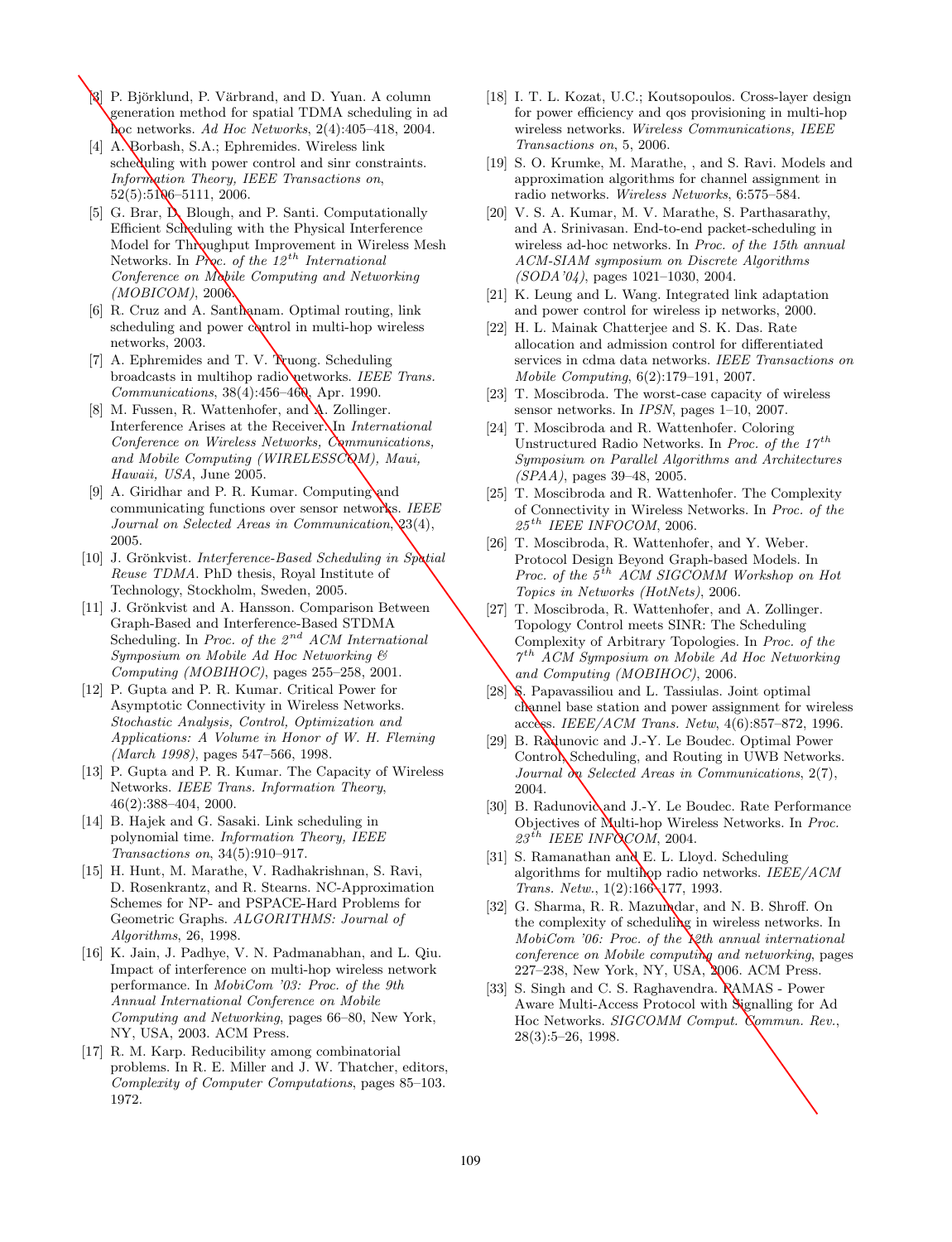[3] P. Björklund, P. Värbrand, and D. Yuan. A column generation method for spatial TDMA scheduling in ad hoc networks. *Ad Hoc Networks*, 2(4):405–418, 2004.

[4] A. Borbash, S.A.; Ephremides. Wireless link scheduling with power control and sinr constraints. *Information Theory, IEEE Transactions on*, 52(5):5106–5111, 2006.

[5] G. Brar, D. Blough, and P. Santi. Computationally Efficient Scheduling with the Physical Interference Model for Throughput Improvement in Wireless Mesh Networks. In *Proc. of the $12^{th}$ International Conference on Mobile Computing and Networking (MOBICOM)*, 2006.

[6] R. Cruz and A. Santhanam. Optimal routing, link scheduling and power control in multi-hop wireless networks, 2003.

[7] A. Ephremides and T. V. Truong. Scheduling broadcasts in multihop radio networks. *IEEE Trans. Communications*, 38(4):456–460, Apr. 1990.

[8] M. Fussen, R. Wattenhofer, and A. Zollinger. Interference Arises at the Receiver. In *International Conference on Wireless Networks, Communications, and Mobile Computing (WIRELESSCOM), Maui, Hawaii, USA*, June 2005.

[9] A. Giridhar and P. R. Kumar. Computing and communicating functions over sensor networks. *IEEE Journal on Selected Areas in Communication*, 23(4), 2005.

[10] J. Grönkvist. *Interference-Based Scheduling in Spatial Reuse TDMA*. PhD thesis, Royal Institute of Technology, Stockholm, Sweden, 2005.

[11] J. Grönkvist and A. Hansson. Comparison Between Graph-Based and Interference-Based STDMA Scheduling. In *Proc. of the $2^{nd}$ ACM International Symposium on Mobile Ad Hoc Networking & Computing (MOBIHOC)*, pages 255–258, 2001.

[12] P. Gupta and P. R. Kumar. Critical Power for Asymptotic Connectivity in Wireless Networks. *Stochastic Analysis, Control, Optimization and Applications: A Volume in Honor of W. H. Fleming (March 1998)*, pages 547–566, 1998.

[13] P. Gupta and P. R. Kumar. The Capacity of Wireless Networks. *IEEE Trans. Information Theory*, 46(2):388–404, 2000.

[14] B. Hajek and G. Sasaki. Link scheduling in polynomial time. *Information Theory, IEEE Transactions on*, 34(5):910–917.

[15] H. Hunt, M. Marathe, V. Radhakrishnan, S. Ravi, D. Rosenkrantz, and R. Stearns. NC-Approximation Schemes for NP- and PSPACE-Hard Problems for Geometric Graphs. *ALGORITHMS: Journal of Algorithms*, 26, 1998.

[16] K. Jain, J. Padhye, V. N. Padmanabhan, and L. Qiu. Impact of interference on multi-hop wireless network performance. In *MobiCom '03: Proc. of the 9th Annual International Conference on Mobile Computing and Networking*, pages 66–80, New York, NY, USA, 2003. ACM Press.

[17] R. M. Karp. Reducibility among combinatorial problems. In R. E. Miller and J. W. Thatcher, editors, *Complexity of Computer Computations*, pages 85–103. 1972.

[18] I. T. L. Kozat, U.C.; Koutsopoulos. Cross-layer design for power efficiency and qos provisioning in multi-hop wireless networks. *Wireless Communications, IEEE Transactions on*, 5, 2006.

[19] S. O. Krumke, M. Marathe, , and S. Ravi. Models and approximation algorithms for channel assignment in radio networks. *Wireless Networks*, 6:575–584.

[20] V. S. A. Kumar, M. V. Marathe, S. Parthasarathy, and A. Srinivasan. End-to-end packet-scheduling in wireless ad-hoc networks. In *Proc. of the 15th annual ACM-SIAM symposium on Discrete Algorithms (SODA'04)*, pages 1021–1030, 2004.

[21] K. Leung and L. Wang. Integrated link adaptation and power control for wireless ip networks, 2000.

[22] H. L. Mainak Chatterjee and S. K. Das. Rate allocation and admission control for differentiated services in cdma data networks. *IEEE Transactions on Mobile Computing*, 6(2):179–191, 2007.

[23] T. Moscibroda. The worst-case capacity of wireless sensor networks. In *IPSN*, pages 1–10, 2007.

[24] T. Moscibroda and R. Wattenhofer. Coloring Unstructured Radio Networks. In *Proc. of the $17^{th}$ Symposium on Parallel Algorithms and Architectures (SPAA)*, pages 39–48, 2005.

[25] T. Moscibroda and R. Wattenhofer. The Complexity of Connectivity in Wireless Networks. In *Proc. of the $25^{th}$ IEEE INFOCOM*, 2006.

[26] T. Moscibroda, R. Wattenhofer, and Y. Weber. Protocol Design Beyond Graph-based Models. In *Proc. of the $5^{th}$ ACM SIGCOMM Workshop on Hot Topics in Networks (HotNets)*, 2006.

[27] T. Moscibroda, R. Wattenhofer, and A. Zollinger. Topology Control meets SINR: The Scheduling Complexity of Arbitrary Topologies. In *Proc. of the $7^{th}$ ACM Symposium on Mobile Ad Hoc Networking and Computing (MOBIHOC)*, 2006.

[28] S. Papavassiliou and L. Tassiulas. Joint optimal channel base station and power assignment for wireless access. *IEEE/ACM Trans. Netw*, 4(6):857–872, 1996.

[29] B. Radunovic and J.-Y. Le Boudec. Optimal Power Control, Scheduling, and Routing in UWB Networks. *Journal on Selected Areas in Communications*, 2(7), 2004.

[30] B. Radunovic and J.-Y. Le Boudec. Rate Performance Objectives of Multi-hop Wireless Networks. In *Proc. $23^{th}$ IEEE INFOCOM*, 2004.

[31] S. Ramanathan and E. L. Lloyd. Scheduling algorithms for multihop radio networks. *IEEE/ACM Trans. Netw.*, 1(2):166–177, 1993.

[32] G. Sharma, R. R. Mazumdar, and N. B. Shroff. On the complexity of scheduling in wireless networks. In *MobiCom '06: Proc. of the 12th annual international conference on Mobile computing and networking*, pages 227–238, New York, NY, USA, 2006. ACM Press.

[33] S. Singh and C. S. Raghavendra. PAMAS - Power Aware Multi-Access Protocol with Signalling for Ad Hoc Networks. *SIGCOMM Comput. Commun. Rev.*, 28(3):5–26, 1998.